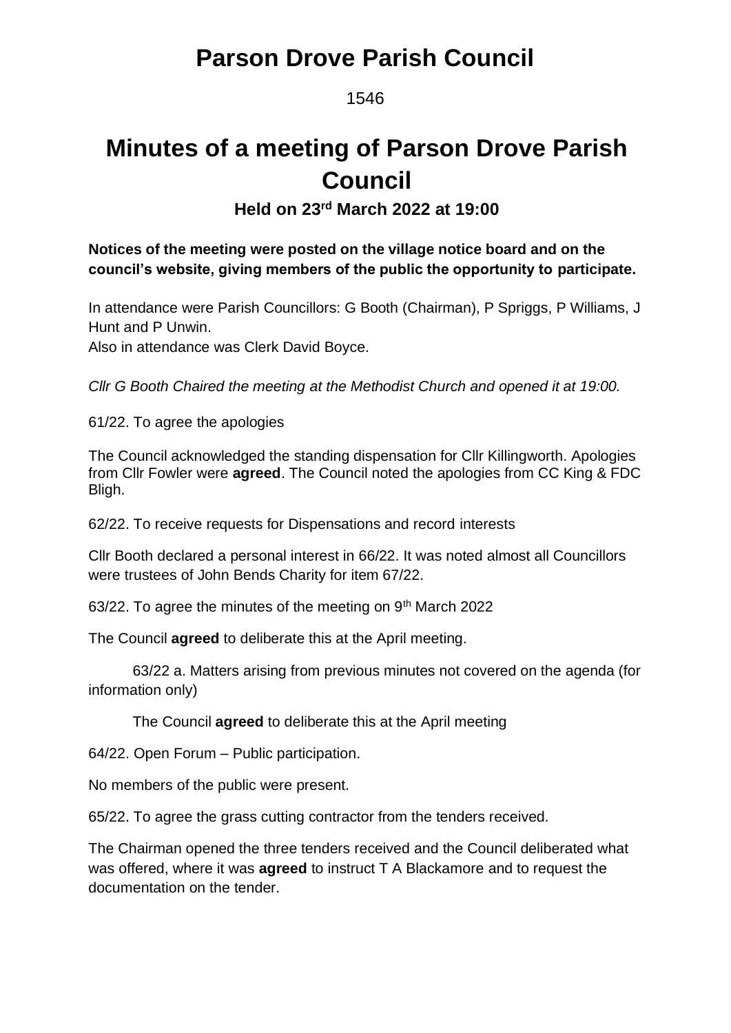# Parson Drove Parish Council

1546

# Minutes of a meeting of Parson Drove Parish Council

### Held on 23rd March 2022 at 19:00

**Notices of the meeting were posted on the village notice board and on the council's website, giving members of the public the opportunity to participate.**

In attendance were Parish Councillors: G Booth (Chairman), P Spriggs, P Williams, J Hunt and P Unwin.
Also in attendance was Clerk David Boyce.

*Cllr G Booth Chaired the meeting at the Methodist Church and opened it at 19:00.*

61/22. To agree the apologies

The Council acknowledged the standing dispensation for Cllr Killingworth. Apologies from Cllr Fowler were **agreed**. The Council noted the apologies from CC King & FDC Bligh.

62/22. To receive requests for Dispensations and record interests

Cllr Booth declared a personal interest in 66/22. It was noted almost all Councillors were trustees of John Bends Charity for item 67/22.

63/22. To agree the minutes of the meeting on 9th March 2022

The Council **agreed** to deliberate this at the April meeting.

> 63/22 a. Matters arising from previous minutes not covered on the agenda (for information only)
>
> The Council **agreed** to deliberate this at the April meeting

64/22. Open Forum – Public participation.

No members of the public were present.

65/22. To agree the grass cutting contractor from the tenders received.

The Chairman opened the three tenders received and the Council deliberated what was offered, where it was **agreed** to instruct T A Blackamore and to request the documentation on the tender.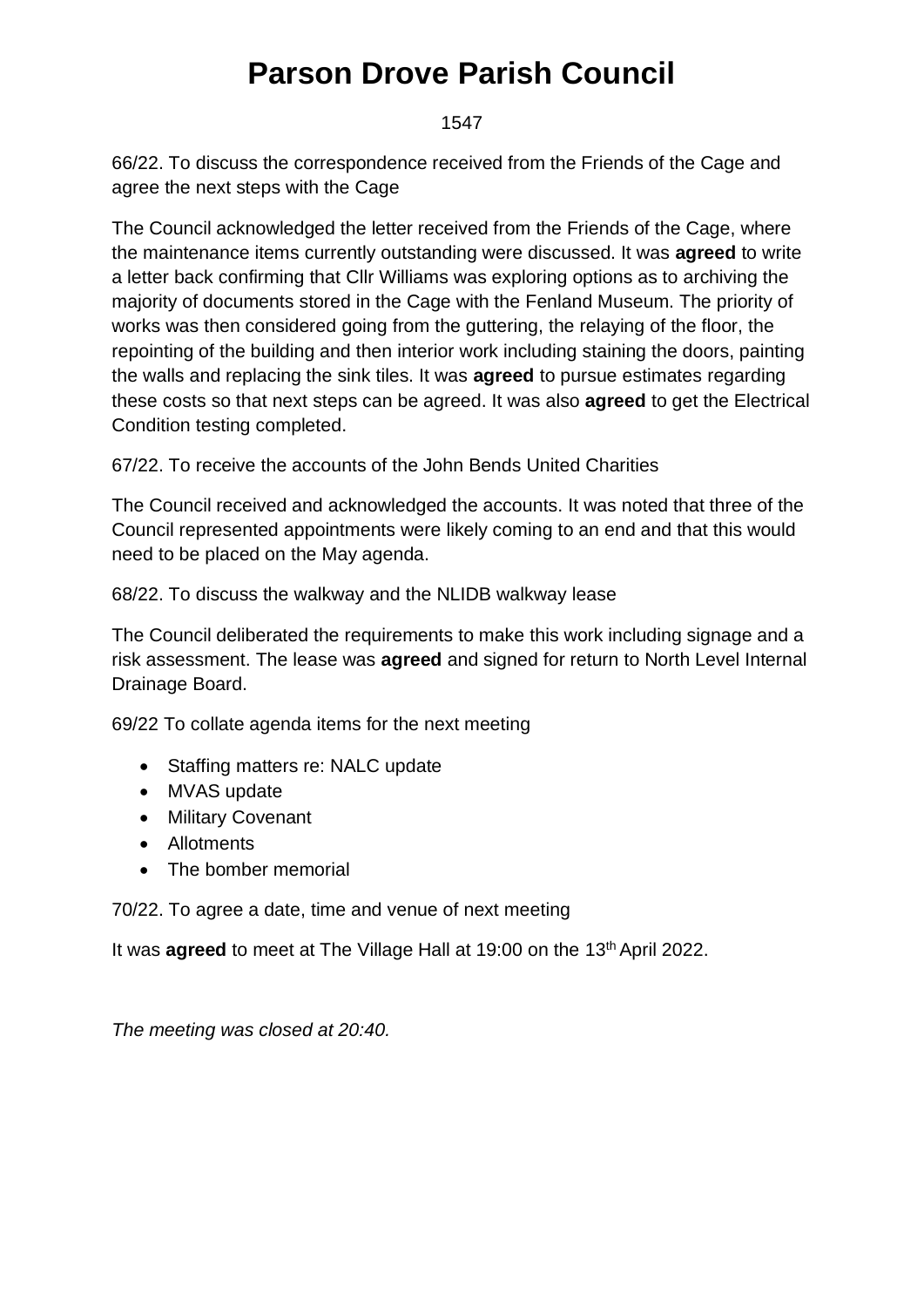# Parson Drove Parish Council

66/22. To discuss the correspondence received from the Friends of the Cage and agree the next steps with the Cage

The Council acknowledged the letter received from the Friends of the Cage, where the maintenance items currently outstanding were discussed. It was **agreed** to write a letter back confirming that Cllr Williams was exploring options as to archiving the majority of documents stored in the Cage with the Fenland Museum. The priority of works was then considered going from the guttering, the relaying of the floor, the repointing of the building and then interior work including staining the doors, painting the walls and replacing the sink tiles. It was **agreed** to pursue estimates regarding these costs so that next steps can be agreed. It was also **agreed** to get the Electrical Condition testing completed.

67/22. To receive the accounts of the John Bends United Charities

The Council received and acknowledged the accounts. It was noted that three of the Council represented appointments were likely coming to an end and that this would need to be placed on the May agenda.

68/22. To discuss the walkway and the NLIDB walkway lease

The Council deliberated the requirements to make this work including signage and a risk assessment. The lease was **agreed** and signed for return to North Level Internal Drainage Board.

69/22 To collate agenda items for the next meeting

- Staffing matters re: NALC update
- MVAS update
- Military Covenant
- Allotments
- The bomber memorial

70/22. To agree a date, time and venue of next meeting

It was **agreed** to meet at The Village Hall at 19:00 on the 13th April 2022.

*The meeting was closed at 20:40.*